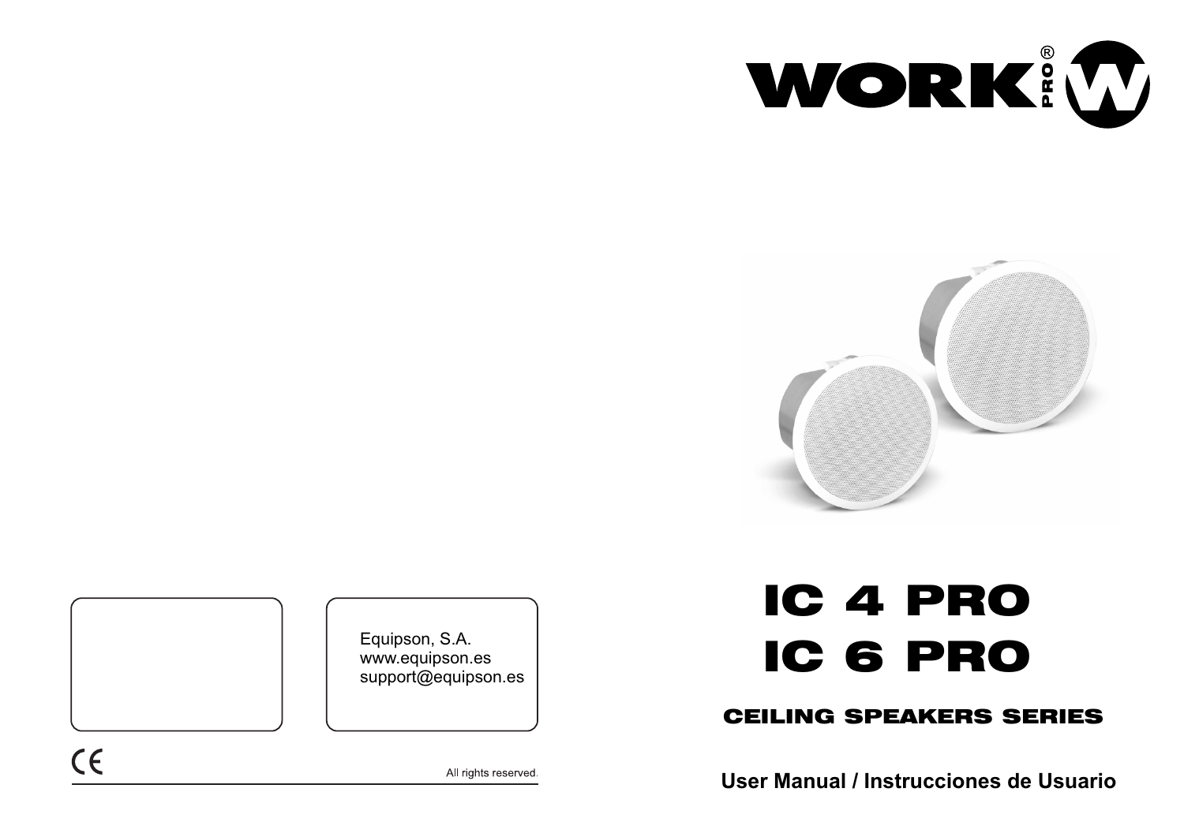WORK PRO ®

# IC 4 PRO
# IC 6 PRO

## CEILING SPEAKERS SERIES

**User Manual / Instrucciones de Usuario**

Equipson, S.A.
www.equipson.es
support@equipson.es

CE

All rights reserved.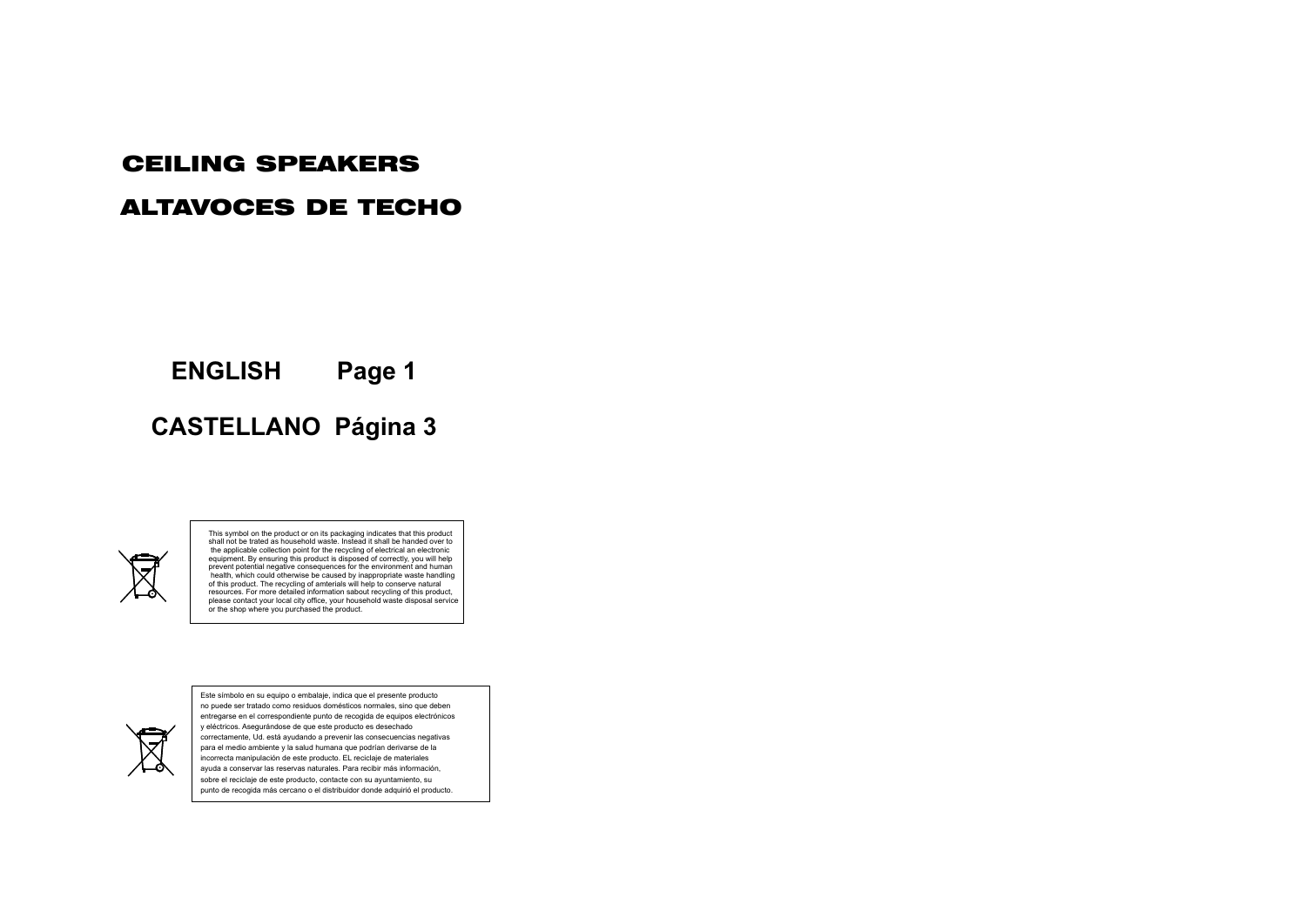# CEILING SPEAKERS

# ALTAVOCES DE TECHO

**ENGLISH Page 1**

**CASTELLANO Página 3**

This symbol on the product or on its packaging indicates that this product shall not be trated as household waste. Instead it shall be handed over to the applicable collection point for the recycling of electrical an electronic equipment. By ensuring this product is disposed of correctly, you will help prevent potential negative consequences for the environment and human health, which could otherwise be caused by inappropriate waste handling of this product. The recycling of amterials will help to conserve natural resources. For more detailed information sabout recycling of this product, please contact your local city office, your household waste disposal service or the shop where you purchased the product.

Este símbolo en su equipo o embalaje, indica que el presente producto no puede ser tratado como residuos domésticos normales, sino que deben entregarse en el correspondiente punto de recogida de equipos electrónicos y eléctricos. Asegurándose de que este producto es desechado correctamente, Ud. está ayudando a prevenir las consecuencias negativas para el medio ambiente y la salud humana que podrían derivarse de la incorrecta manipulación de este producto. EL reciclaje de materiales ayuda a conservar las reservas naturales. Para recibir más información, sobre el reciclaje de este producto, contacte con su ayuntamiento, su punto de recogida más cercano o el distribuidor donde adquirió el producto.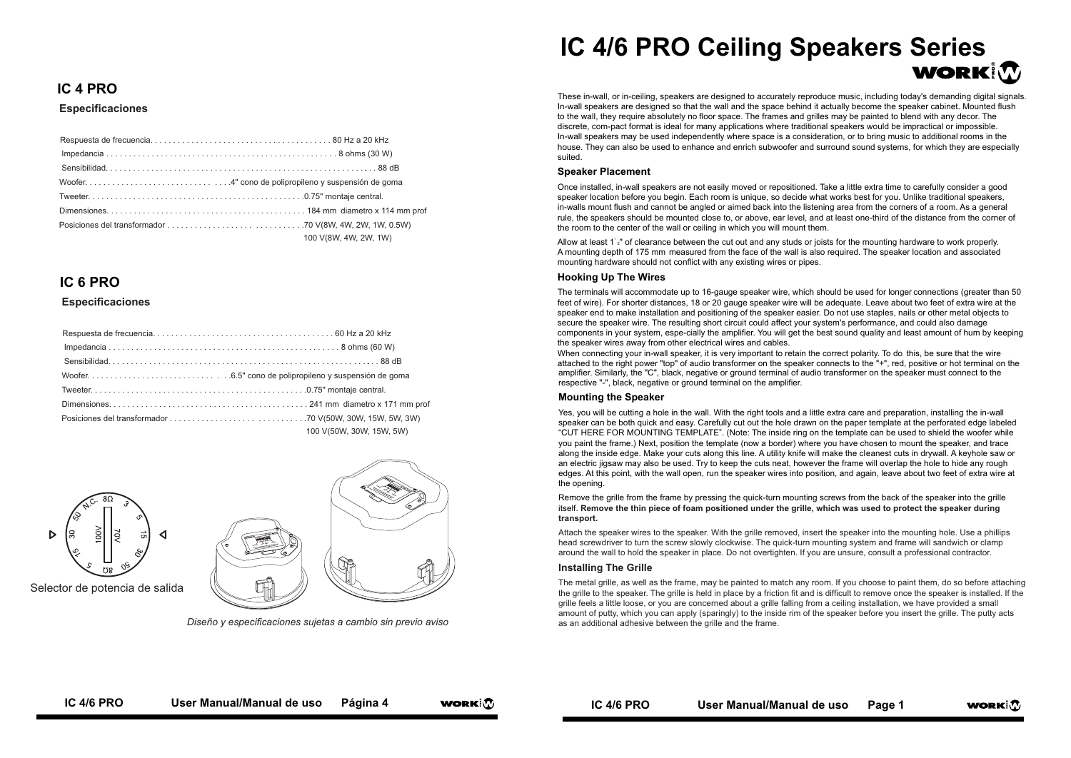## IC 4 PRO

### Especificaciones

Respuesta de frecuencia. . . . . . . . . . . . . . . . . . . . . . . . . . . . . . . . . . . . . . . 80 Hz a 20 kHz
Impedancia . . . . . . . . . . . . . . . . . . . . . . . . . . . . . . . . . . . . . . . . . . . . . . . . . 8 ohms (30 W)
Sensibilidad. . . . . . . . . . . . . . . . . . . . . . . . . . . . . . . . . . . . . . . . . . . . . . . . . . . . . . . . . . 88 dB
Woofer. . . . . . . . . . . . . . . . . . . . . . . . . . . . . . . .4" cono de polipropileno y suspensión de goma
Tweeter. . . . . . . . . . . . . . . . . . . . . . . . . . . . . . . . . . . . . . . . . . . . . . .0.75" montaje central.
Dimensiones. . . . . . . . . . . . . . . . . . . . . . . . . . . . . . . . . . . . . . . . . . . 184 mm diametro x 114 mm prof
Posiciones del transformador . . . . . . . . . . . . . . . . . . . . . . . . . . .70 V(8W, 4W, 2W, 1W, 0.5W)
100 V(8W, 4W, 2W, 1W)

## IC 6 PRO

### Especificaciones

Respuesta de frecuencia. . . . . . . . . . . . . . . . . . . . . . . . . . . . . . . . . . . . . . . 60 Hz a 20 kHz
Impedancia . . . . . . . . . . . . . . . . . . . . . . . . . . . . . . . . . . . . . . . . . . . . . . . . . 8 ohms (60 W)
Sensibilidad. . . . . . . . . . . . . . . . . . . . . . . . . . . . . . . . . . . . . . . . . . . . . . . . . . . . . . . . . 88 dB
Woofer. . . . . . . . . . . . . . . . . . . . . . . . . . . . . . .6.5" cono de polipropileno y suspensión de goma
Tweeter. . . . . . . . . . . . . . . . . . . . . . . . . . . . . . . . . . . . . . . . . . . . . . .0.75" montaje central.
Dimensiones. . . . . . . . . . . . . . . . . . . . . . . . . . . . . . . . . . . . . . . . . . . 241 mm diametro x 171 mm prof
Posiciones del transformador . . . . . . . . . . . . . . . . . . . . . . . . . . .70 V(50W, 30W, 15W, 5W, 3W)
100 V(50W, 30W, 15W, 5W)

Selector de potencia de salida

*Diseño y especificaciones sujetas a cambio sin previo aviso*

# IC 4/6 PRO Ceiling Speakers Series

These in-wall, or in-ceiling, speakers are designed to accurately reproduce music, including today's demanding digital signals. In-wall speakers are designed so that the wall and the space behind it actually become the speaker cabinet. Mounted flush to the wall, they require absolutely no floor space. The frames and grilles may be painted to blend with any decor. The discrete, com-pact format is ideal for many applications where traditional speakers would be impractical or impossible. In-wall speakers may be used independently where space is a consideration, or to bring music to additional rooms in the house. They can also be used to enhance and enrich subwoofer and surround sound systems, for which they are especially suited.

### Speaker Placement

Once installed, in-wall speakers are not easily moved or repositioned. Take a little extra time to carefully consider a good speaker location before you begin. Each room is unique, so decide what works best for you. Unlike traditional speakers, in-walls mount flush and cannot be angled or aimed back into the listening area from the corners of a room. As a general rule, the speakers should be mounted close to, or above, ear level, and at least one-third of the distance from the corner of the room to the center of the wall or ceiling in which you will mount them.

Allow at least 1½" of clearance between the cut out and any studs or joists for the mounting hardware to work properly. A mounting depth of 175 mm measured from the face of the wall is also required. The speaker location and associated mounting hardware should not conflict with any existing wires or pipes.

### Hooking Up The Wires

The terminals will accommodate up to 16-gauge speaker wire, which should be used for longer connections (greater than 50 feet of wire). For shorter distances, 18 or 20 gauge speaker wire will be adequate. Leave about two feet of extra wire at the speaker end to make installation and positioning of the speaker easier. Do not use staples, nails or other metal objects to secure the speaker wire. The resulting short circuit could affect your system's performance, and could also damage components in your system, espe-cially the amplifier. You will get the best sound quality and least amount of hum by keeping the speaker wires away from other electrical wires and cables.

When connecting your in-wall speaker, it is very important to retain the correct polarity. To do this, be sure that the wire attached to the right power "top" of audio transformer on the speaker connects to the "+", red, positive or hot terminal on the amplifier. Similarly, the "C", black, negative or ground terminal of audio transformer on the speaker must connect to the respective "-", black, negative or ground terminal on the amplifier.

### Mounting the Speaker

Yes, you will be cutting a hole in the wall. With the right tools and a little extra care and preparation, installing the in-wall speaker can be both quick and easy. Carefully cut out the hole drawn on the paper template at the perforated edge labeled "CUT HERE FOR MOUNTING TEMPLATE". (Note: The inside ring on the template can be used to shield the woofer while you paint the frame.) Next, position the template (now a border) where you have chosen to mount the speaker, and trace along the inside edge. Make your cuts along this line. A utility knife will make the cleanest cuts in drywall. A keyhole saw or an electric jigsaw may also be used. Try to keep the cuts neat, however the frame will overlap the hole to hide any rough edges. At this point, with the wall open, run the speaker wires into position, and again, leave about two feet of extra wire at the opening.

Remove the grille from the frame by pressing the quick-turn mounting screws from the back of the speaker into the grille itself. **Remove the thin piece of foam positioned under the grille, which was used to protect the speaker during transport.**

Attach the speaker wires to the speaker. With the grille removed, insert the speaker into the mounting hole. Use a phillips head screwdriver to turn the screw slowly clockwise. The quick-turn mounting system and frame will sandwich or clamp around the wall to hold the speaker in place. Do not overtighten. If you are unsure, consult a professional contractor.

### Installing The Grille

The metal grille, as well as the frame, may be painted to match any room. If you choose to paint them, do so before attaching the grille to the speaker. The grille is held in place by a friction fit and is difficult to remove once the speaker is installed. If the grille feels a little loose, or you are concerned about a grille falling from a ceiling installation, we have provided a small amount of putty, which you can apply (sparingly) to the inside rim of the speaker before you insert the grille. The putty acts as an additional adhesive between the grille and the frame.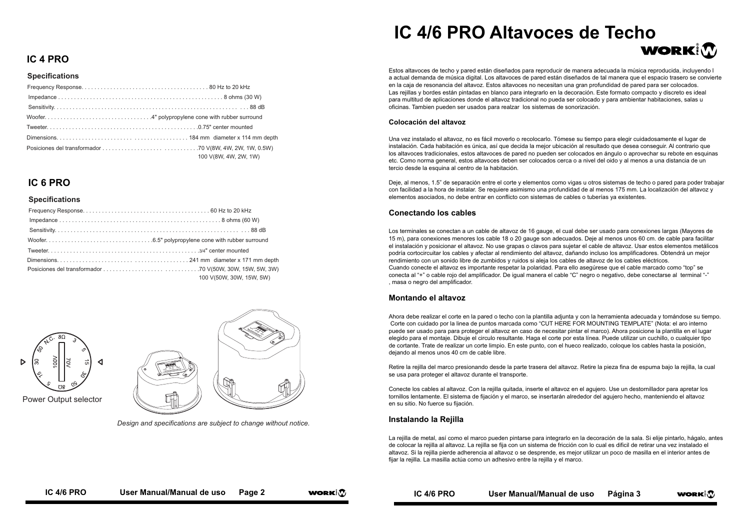## IC 4 PRO

### Specifications

| | |
|---|---|
| Frequency Response | 80 Hz to 20 kHz |
| Impedance | 8 ohms (30 W) |
| Sensitivity | 88 dB |
| Woofer | 4" polypropylene cone with rubber surround |
| Tweeter | 0.75" center mounted |
| Dimensions | 184 mm diameter x 114 mm depth |
| Posiciones del transformador | 70 V(8W, 4W, 2W, 1W, 0.5W) 100 V(8W, 4W, 2W, 1W) |

## IC 6 PRO

### Specifications

| | |
|---|---|
| Frequency Response | 60 Hz to 20 kHz |
| Impedance | 8 ohms (60 W) |
| Sensitivity | 88 dB |
| Woofer | 6.5" polypropylene cone with rubber surround |
| Tweeter | 3/4" center mounted |
| Dimensions | 241 mm diameter x 171 mm depth |
| Posiciones del transformador | 70 V(50W, 30W, 15W, 5W, 3W) 100 V(50W, 30W, 15W, 5W) |

Power Output selector

*Design and specifications are subject to change without notice.*

# IC 4/6 PRO Altavoces de Techo

Estos altavoces de techo y pared están diseñados para reproducir de manera adecuada la música reproducida, incluyendo l a actual demanda de música digital. Los altavoces de pared están diseñados de tal manera que el espacio trasero se convierte en la caja de resonancia del altavoz. Estos altavoces no necesitan una gran profundidad de pared para ser colocados. Las rejillas y bordes están pintadas en blanco para integrarlo en la decoración. Este formato compacto y discreto es ideal para multitud de aplicaciones donde el altavoz tradicional no pueda ser colocado y para ambientar habitaciones, salas u oficinas. Tambien pueden ser usados para realzar los sistemas de sonorización.

#### Colocación del altavoz

Una vez instalado el altavoz, no es fácil moverlo o recolocarlo. Tómese su tiempo para elegir cuidadosamente el lugar de instalación. Cada habitación es única, así que decida la mejor ubicación al resultado que desea conseguir. Al contrario que los altavoces tradicionales, estos altavoces de pared no pueden ser colocados en ángulo o aprovechar su rebote en esquinas etc. Como norma general, estos altavoces deben ser colocados cerca o a nivel del oido y al menos a una distancia de un tercio desde la esquina al centro de la habitación.

Deje, al menos, 1.5" de separación entre el corte y elementos como vigas u otros sistemas de techo o pared para poder trabajar con facilidad a la hora de instalar. Se requiere asimismo una profundidad de al menos 175 mm. La localización del altavoz y elementos asociados, no debe entrar en conflicto con sistemas de cables o tuberías ya existentes.

### Conectando los cables

Los terminales se conectan a un cable de altavoz de 16 gauge, el cual debe ser usado para conexiones largas (Mayores de 15 m), para conexiones menores los cable 18 o 20 gauge son adecuados. Deje al menos unos 60 cm. de cable para facilitar el instalación y posicionar el altavoz. No use grapas o clavos para sujetar el cable de altavoz. Usar estos elementos metálicos podría cortocircuitar los cables y afectar al rendimiento del altavoz, dañando incluso los amplificadores. Obtendrá un mejor rendimiento con un sonido libre de zumbidos y ruidos si aleja los cables de altavoz de los cables eléctricos. Cuando conecte el altavoz es importante respetar la polaridad. Para ello asegúrese que el cable marcado como "top" se conecta al "+" o cable rojo del amplificador. De igual manera el cable "C" negro o negativo, debe conectarse al terminal "-" , masa o negro del amplificador.

### Montando el altavoz

Ahora debe realizar el corte en la pared o techo con la plantilla adjunta y con la herramienta adecuada y tomándose su tiempo. Corte con cuidado por la linea de puntos marcada como "CUT HERE FOR MOUNTING TEMPLATE" (Nota: el aro interno puede ser usado para para proteger el altavoz en caso de necesitar pintar el marco). Ahora posicione la plantilla en el lugar elegido para el montaje. Dibuje el circulo resultante. Haga el corte por esta línea. Puede utilizar un cuchillo, o cualquier tipo de cortante. Trate de realizar un corte limpio. En este punto, con el hueco realizado, coloque los cables hasta la posición, dejando al menos unos 40 cm de cable libre.

Retire la rejilla del marco presionando desde la parte trasera del altavoz. Retire la pieza fina de espuma bajo la rejilla, la cual se usa para proteger el altavoz durante el transporte.

Conecte los cables al altavoz. Con la rejilla quitada, inserte el altavoz en el agujero. Use un destornillador para apretar los tornillos lentamente. El sistema de fijación y el marco, se insertarán alrededor del agujero hecho, manteniendo el altavoz en su sitio. No fuerce su fijación.

### Instalando la Rejilla

La rejilla de metal, así como el marco pueden pintarse para integrarlo en la decoración de la sala. Si elije pintarlo, hágalo, antes de colocar la rejilla al altavoz. La rejilla se fija con un sistema de fricción con lo cual es dificil de retirar una vez instalado el altavoz. Si la rejilla pierde adherencia al altavoz o se desprende, es mejor utilizar un poco de masilla en el interior antes de fijar la rejilla. La masilla actúa como un adhesivo entre la rejilla y el marco.